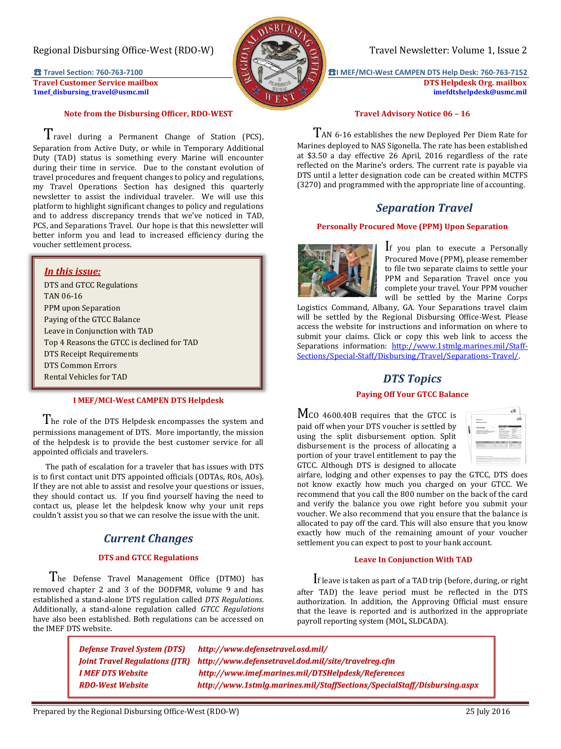Regional Disbursing Office-West (RDO-W)

Travel Newsletter: Volume 1, Issue 2

☎ Travel Section: 760-763-7100
**Travel Customer Service mailbox**
**1mef_disbursing_travel@usmc.mil**

☎ I MEF/MCI-West CAMPEN DTS Help Desk: 760-763-7152
**DTS Helpdesk Org. mailbox**
**imefdtshelpdesk@usmc.mil**

### Note from the Disbursing Officer, RDO-WEST

Travel during a Permanent Change of Station (PCS), Separation from Active Duty, or while in Temporary Additional Duty (TAD) status is something every Marine will encounter during their time in service. Due to the constant evolution of travel procedures and frequent changes to policy and regulations, my Travel Operations Section has designed this quarterly newsletter to assist the individual traveler. We will use this platform to highlight significant changes to policy and regulations and to address discrepancy trends that we've noticed in TAD, PCS, and Separations Travel. Our hope is that this newsletter will better inform you and lead to increased efficiency during the voucher settlement process.

***In this issue:***

- DTS and GTCC Regulations
- TAN 06-16
- PPM upon Separation
- Paying of the GTCC Balance
- Leave in Conjunction with TAD
- Top 4 Reasons the GTCC is declined for TAD
- DTS Receipt Requirements
- DTS Common Errors
- Rental Vehicles for TAD

### I MEF/MCI-West CAMPEN DTS Helpdesk

The role of the DTS Helpdesk encompasses the system and permissions management of DTS. More importantly, the mission of the helpdesk is to provide the best customer service for all appointed officials and travelers.

The path of escalation for a traveler that has issues with DTS is to first contact unit DTS appointed officials (ODTAs, ROs, AOs). If they are not able to assist and resolve your questions or issues, they should contact us. If you find yourself having the need to contact us, please let the helpdesk know why your unit reps couldn't assist you so that we can resolve the issue with the unit.

## *Current Changes*

### DTS and GTCC Regulations

The Defense Travel Management Office (DTMO) has removed chapter 2 and 3 of the DODFMR, volume 9 and has established a stand-alone DTS regulation called *DTS Regulations*. Additionally, a stand-alone regulation called *GTCC Regulations* have also been established. Both regulations can be accessed on the IMEF DTS website.

### Travel Advisory Notice 06 – 16

TAN 6-16 establishes the new Deployed Per Diem Rate for Marines deployed to NAS Sigonella. The rate has been established at $3.50 a day effective 26 April, 2016 regardless of the rate reflected on the Marine's orders. The current rate is payable via DTS until a letter designation code can be created within MCTFS (3270) and programmed with the appropriate line of accounting.

## *Separation Travel*

### Personally Procured Move (PPM) Upon Separation

If you plan to execute a Personally Procured Move (PPM), please remember to file two separate claims to settle your PPM and Separation Travel once you complete your travel. Your PPM voucher will be settled by the Marine Corps Logistics Command, Albany, GA. Your Separations travel claim will be settled by the Regional Disbursing Office-West. Please access the website for instructions and information on where to submit your claims. Click or copy this web link to access the Separations information: http://www.1stmlg.marines.mil/Staff-Sections/Special-Staff/Disbursing/Travel/Separations-Travel/.

## *DTS Topics*

### Paying Off Your GTCC Balance

MCO 4600.40B requires that the GTCC is paid off when your DTS voucher is settled by using the split disbursement option. Split disbursement is the process of allocating a portion of your travel entitlement to pay the GTCC. Although DTS is designed to allocate airfare, lodging and other expenses to pay the GTCC, DTS does not know exactly how much you charged on your GTCC. We recommend that you call the 800 number on the back of the card and verify the balance you owe right before you submit your voucher. We also recommend that you ensure that the balance is allocated to pay off the card. This will also ensure that you know exactly how much of the remaining amount of your voucher settlement you can expect to post to your bank account.

### Leave In Conjunction With TAD

If leave is taken as part of a TAD trip (before, during, or right after TAD) the leave period must be reflected in the DTS authorization. In addition, the Approving Official must ensure that the leave is reported and is authorized in the appropriate payroll reporting system (MOL, SLDCADA).

| | |
|---|---|
| ***Defense Travel System (DTS)*** | ***http://www.defensetravel.osd.mil/*** |
| ***Joint Travel Regulations (JTR)*** | ***http://www.defensetravel.dod.mil/site/travelreg.cfm*** |
| ***I MEF DTS Website*** | ***http://www.imef.marines.mil/DTSHelpdesk/References*** |
| ***RDO-West Website*** | ***http://www.1stmlg.marines.mil/StaffSections/SpecialStaff/Disbursing.aspx*** |

Prepared by the Regional Disbursing Office-West (RDO-W) 25 July 2016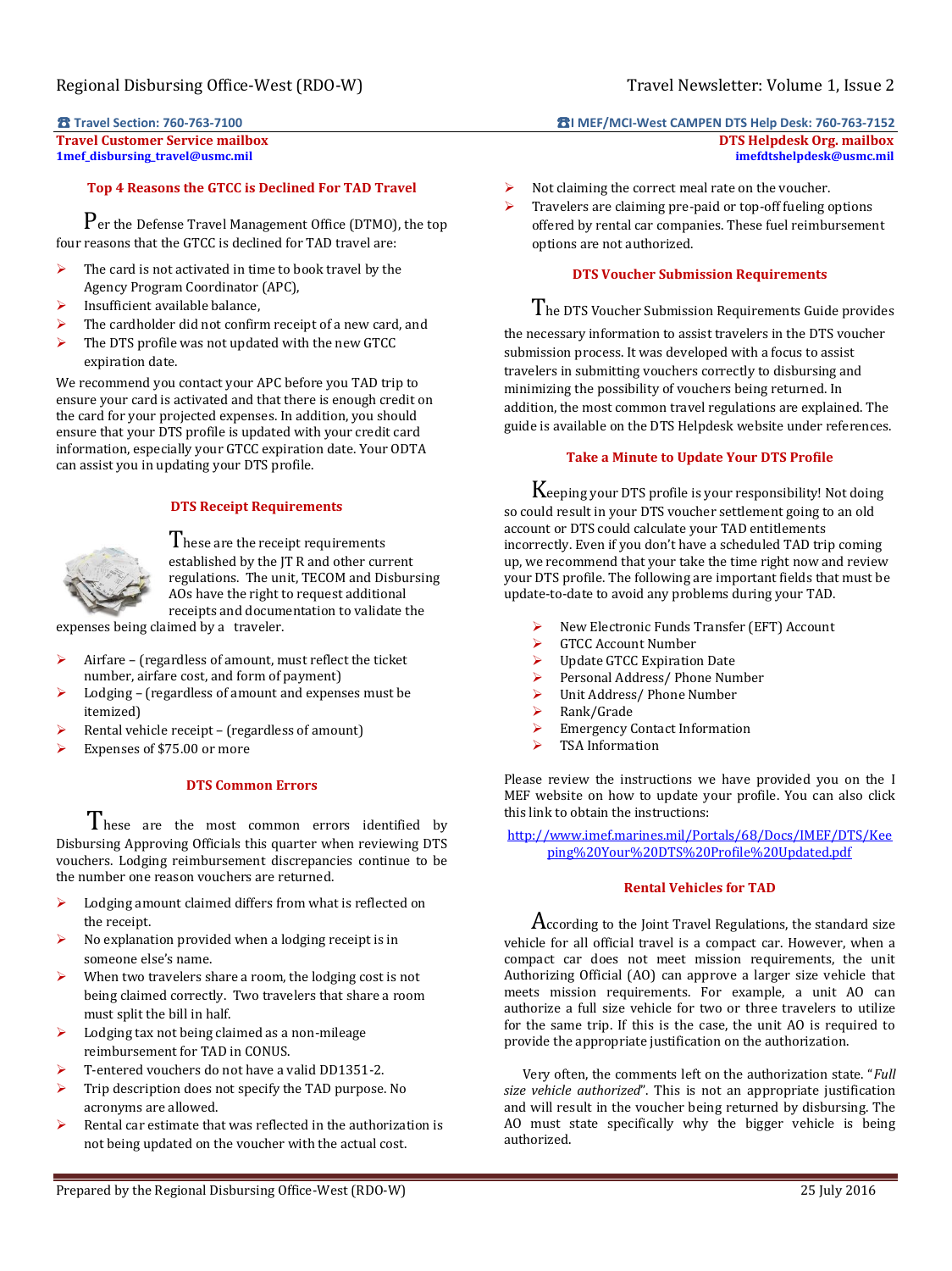# Regional Disbursing Office-West (RDO-W)

# Travel Newsletter: Volume 1, Issue 2

☎ Travel Section: 760-763-7100
**Travel Customer Service mailbox**
**1mef_disbursing_travel@usmc.mil**

☎ I MEF/MCI-West CAMPEN DTS Help Desk: 760-763-7152
**DTS Helpdesk Org. mailbox**
**imefdtshelpdesk@usmc.mil**

## Top 4 Reasons the GTCC is Declined For TAD Travel

Per the Defense Travel Management Office (DTMO), the top four reasons that the GTCC is declined for TAD travel are:

- The card is not activated in time to book travel by the Agency Program Coordinator (APC),
- Insufficient available balance,
- The cardholder did not confirm receipt of a new card, and
- The DTS profile was not updated with the new GTCC expiration date.

We recommend you contact your APC before you TAD trip to ensure your card is activated and that there is enough credit on the card for your projected expenses. In addition, you should ensure that your DTS profile is updated with your credit card information, especially your GTCC expiration date. Your ODTA can assist you in updating your DTS profile.

## DTS Receipt Requirements

These are the receipt requirements established by the JT R and other current regulations. The unit, TECOM and Disbursing AOs have the right to request additional receipts and documentation to validate the expenses being claimed by a traveler.

- Airfare – (regardless of amount, must reflect the ticket number, airfare cost, and form of payment)
- Lodging – (regardless of amount and expenses must be itemized)
- Rental vehicle receipt – (regardless of amount)
- Expenses of $75.00 or more

## DTS Common Errors

These are the most common errors identified by Disbursing Approving Officials this quarter when reviewing DTS vouchers. Lodging reimbursement discrepancies continue to be the number one reason vouchers are returned.

- Lodging amount claimed differs from what is reflected on the receipt.
- No explanation provided when a lodging receipt is in someone else's name.
- When two travelers share a room, the lodging cost is not being claimed correctly. Two travelers that share a room must split the bill in half.
- Lodging tax not being claimed as a non-mileage reimbursement for TAD in CONUS.
- T-entered vouchers do not have a valid DD1351-2.
- Trip description does not specify the TAD purpose. No acronyms are allowed.
- Rental car estimate that was reflected in the authorization is not being updated on the voucher with the actual cost.
- Not claiming the correct meal rate on the voucher.
- Travelers are claiming pre-paid or top-off fueling options offered by rental car companies. These fuel reimbursement options are not authorized.

## DTS Voucher Submission Requirements

The DTS Voucher Submission Requirements Guide provides the necessary information to assist travelers in the DTS voucher submission process. It was developed with a focus to assist travelers in submitting vouchers correctly to disbursing and minimizing the possibility of vouchers being returned. In addition, the most common travel regulations are explained. The guide is available on the DTS Helpdesk website under references.

## Take a Minute to Update Your DTS Profile

Keeping your DTS profile is your responsibility! Not doing so could result in your DTS voucher settlement going to an old account or DTS could calculate your TAD entitlements incorrectly. Even if you don't have a scheduled TAD trip coming up, we recommend that your take the time right now and review your DTS profile. The following are important fields that must be update-to-date to avoid any problems during your TAD.

- New Electronic Funds Transfer (EFT) Account
- GTCC Account Number
- Update GTCC Expiration Date
- Personal Address/ Phone Number
- Unit Address/ Phone Number
- Rank/Grade
- Emergency Contact Information
- TSA Information

Please review the instructions we have provided you on the I MEF website on how to update your profile. You can also click this link to obtain the instructions:

http://www.imef.marines.mil/Portals/68/Docs/IMEF/DTS/Keeping%20Your%20DTS%20Profile%20Updated.pdf

## Rental Vehicles for TAD

According to the Joint Travel Regulations, the standard size vehicle for all official travel is a compact car. However, when a compact car does not meet mission requirements, the unit Authorizing Official (AO) can approve a larger size vehicle that meets mission requirements. For example, a unit AO can authorize a full size vehicle for two or three travelers to utilize for the same trip. If this is the case, the unit AO is required to provide the appropriate justification on the authorization.

Very often, the comments left on the authorization state. "*Full size vehicle authorized*". This is not an appropriate justification and will result in the voucher being returned by disbursing. The AO must state specifically why the bigger vehicle is being authorized.

Prepared by the Regional Disbursing Office-West (RDO-W) 25 July 2016